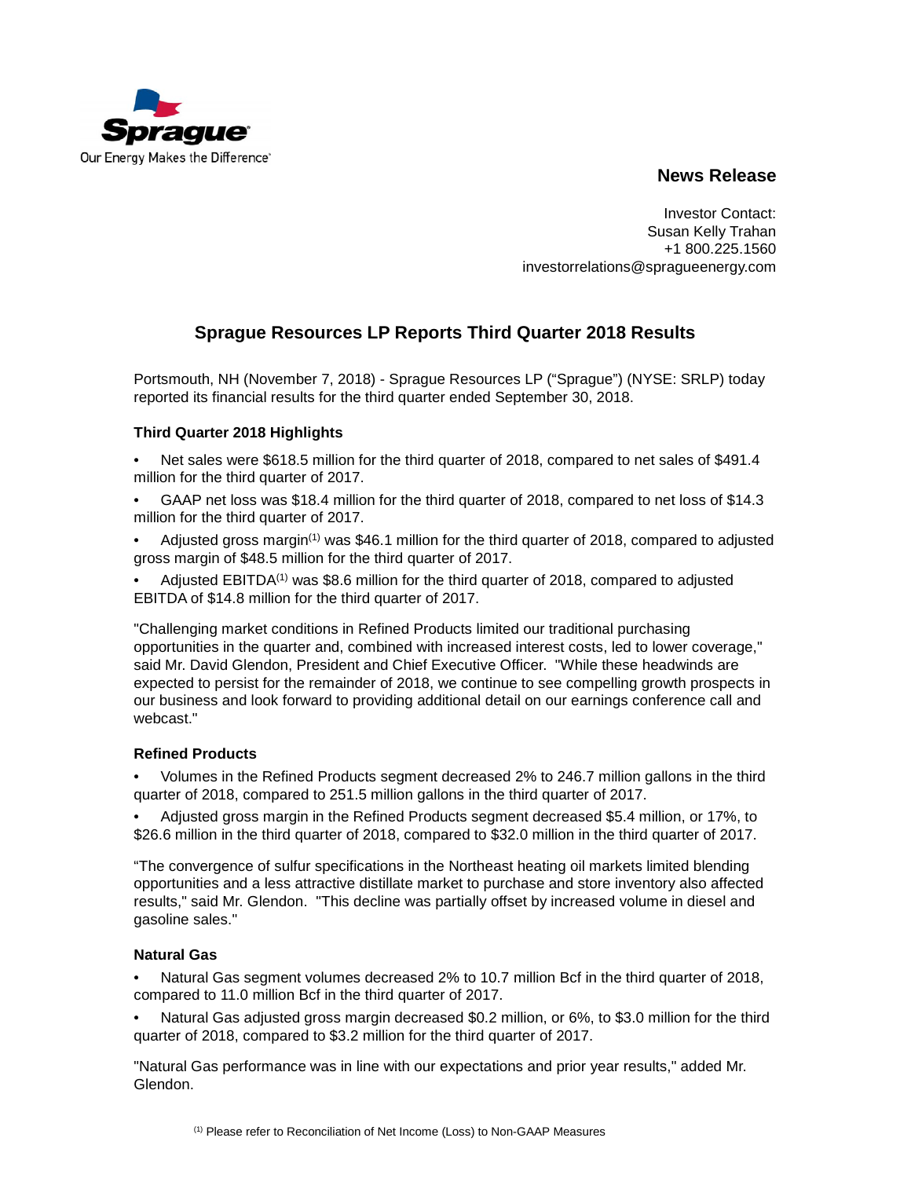Sprague
Our Energy Makes the Difference

**News Release**

Investor Contact:
Susan Kelly Trahan
+1 800.225.1560
investorrelations@spragueenergy.com

# Sprague Resources LP Reports Third Quarter 2018 Results

Portsmouth, NH (November 7, 2018) - Sprague Resources LP ("Sprague") (NYSE: SRLP) today reported its financial results for the third quarter ended September 30, 2018.

### Third Quarter 2018 Highlights

- Net sales were $618.5 million for the third quarter of 2018, compared to net sales of $491.4 million for the third quarter of 2017.
- GAAP net loss was $18.4 million for the third quarter of 2018, compared to net loss of $14.3 million for the third quarter of 2017.
- Adjusted gross margin[1] was $46.1 million for the third quarter of 2018, compared to adjusted gross margin of $48.5 million for the third quarter of 2017.
- Adjusted EBITDA[1] was $8.6 million for the third quarter of 2018, compared to adjusted EBITDA of $14.8 million for the third quarter of 2017.

"Challenging market conditions in Refined Products limited our traditional purchasing opportunities in the quarter and, combined with increased interest costs, led to lower coverage," said Mr. David Glendon, President and Chief Executive Officer. "While these headwinds are expected to persist for the remainder of 2018, we continue to see compelling growth prospects in our business and look forward to providing additional detail on our earnings conference call and webcast."

### Refined Products

- Volumes in the Refined Products segment decreased 2% to 246.7 million gallons in the third quarter of 2018, compared to 251.5 million gallons in the third quarter of 2017.
- Adjusted gross margin in the Refined Products segment decreased $5.4 million, or 17%, to $26.6 million in the third quarter of 2018, compared to $32.0 million in the third quarter of 2017.

"The convergence of sulfur specifications in the Northeast heating oil markets limited blending opportunities and a less attractive distillate market to purchase and store inventory also affected results," said Mr. Glendon. "This decline was partially offset by increased volume in diesel and gasoline sales."

### Natural Gas

- Natural Gas segment volumes decreased 2% to 10.7 million Bcf in the third quarter of 2018, compared to 11.0 million Bcf in the third quarter of 2017.
- Natural Gas adjusted gross margin decreased $0.2 million, or 6%, to $3.0 million for the third quarter of 2018, compared to $3.2 million for the third quarter of 2017.

"Natural Gas performance was in line with our expectations and prior year results," added Mr. Glendon.

[1] Please refer to Reconciliation of Net Income (Loss) to Non-GAAP Measures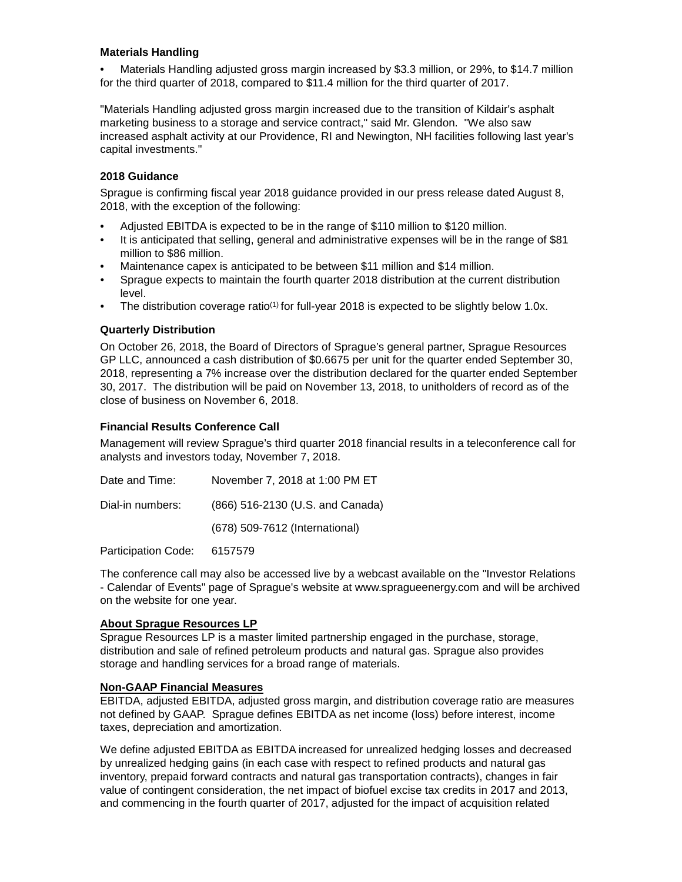### Materials Handling

- Materials Handling adjusted gross margin increased by $3.3 million, or 29%, to $14.7 million for the third quarter of 2018, compared to $11.4 million for the third quarter of 2017.

"Materials Handling adjusted gross margin increased due to the transition of Kildair's asphalt marketing business to a storage and service contract," said Mr. Glendon. "We also saw increased asphalt activity at our Providence, RI and Newington, NH facilities following last year's capital investments."

### 2018 Guidance

Sprague is confirming fiscal year 2018 guidance provided in our press release dated August 8, 2018, with the exception of the following:

- Adjusted EBITDA is expected to be in the range of $110 million to $120 million.
- It is anticipated that selling, general and administrative expenses will be in the range of $81 million to $86 million.
- Maintenance capex is anticipated to be between $11 million and $14 million.
- Sprague expects to maintain the fourth quarter 2018 distribution at the current distribution level.
- The distribution coverage ratio(1) for full-year 2018 is expected to be slightly below 1.0x.

### Quarterly Distribution

On October 26, 2018, the Board of Directors of Sprague's general partner, Sprague Resources GP LLC, announced a cash distribution of $0.6675 per unit for the quarter ended September 30, 2018, representing a 7% increase over the distribution declared for the quarter ended September 30, 2017. The distribution will be paid on November 13, 2018, to unitholders of record as of the close of business on November 6, 2018.

### Financial Results Conference Call

Management will review Sprague's third quarter 2018 financial results in a teleconference call for analysts and investors today, November 7, 2018.

| | |
|---|---|
| Date and Time: | November 7, 2018 at 1:00 PM ET |
| Dial-in numbers: | (866) 516-2130 (U.S. and Canada) |
| | (678) 509-7612 (International) |
| Participation Code: | 6157579 |

The conference call may also be accessed live by a webcast available on the "Investor Relations - Calendar of Events" page of Sprague's website at www.spragueenergy.com and will be archived on the website for one year.

**About Sprague Resources LP**

Sprague Resources LP is a master limited partnership engaged in the purchase, storage, distribution and sale of refined petroleum products and natural gas. Sprague also provides storage and handling services for a broad range of materials.

**Non-GAAP Financial Measures**

EBITDA, adjusted EBITDA, adjusted gross margin, and distribution coverage ratio are measures not defined by GAAP. Sprague defines EBITDA as net income (loss) before interest, income taxes, depreciation and amortization.

We define adjusted EBITDA as EBITDA increased for unrealized hedging losses and decreased by unrealized hedging gains (in each case with respect to refined products and natural gas inventory, prepaid forward contracts and natural gas transportation contracts), changes in fair value of contingent consideration, the net impact of biofuel excise tax credits in 2017 and 2013, and commencing in the fourth quarter of 2017, adjusted for the impact of acquisition related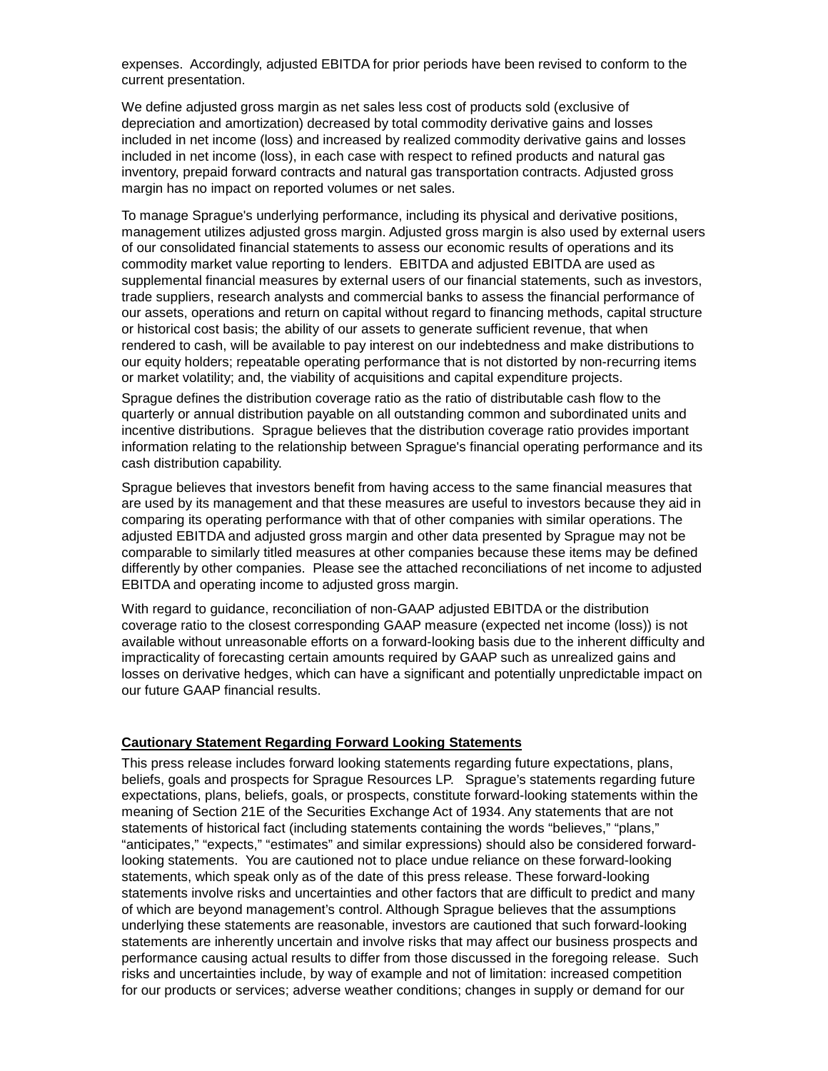expenses. Accordingly, adjusted EBITDA for prior periods have been revised to conform to the current presentation.

We define adjusted gross margin as net sales less cost of products sold (exclusive of depreciation and amortization) decreased by total commodity derivative gains and losses included in net income (loss) and increased by realized commodity derivative gains and losses included in net income (loss), in each case with respect to refined products and natural gas inventory, prepaid forward contracts and natural gas transportation contracts. Adjusted gross margin has no impact on reported volumes or net sales.

To manage Sprague's underlying performance, including its physical and derivative positions, management utilizes adjusted gross margin. Adjusted gross margin is also used by external users of our consolidated financial statements to assess our economic results of operations and its commodity market value reporting to lenders. EBITDA and adjusted EBITDA are used as supplemental financial measures by external users of our financial statements, such as investors, trade suppliers, research analysts and commercial banks to assess the financial performance of our assets, operations and return on capital without regard to financing methods, capital structure or historical cost basis; the ability of our assets to generate sufficient revenue, that when rendered to cash, will be available to pay interest on our indebtedness and make distributions to our equity holders; repeatable operating performance that is not distorted by non-recurring items or market volatility; and, the viability of acquisitions and capital expenditure projects.

Sprague defines the distribution coverage ratio as the ratio of distributable cash flow to the quarterly or annual distribution payable on all outstanding common and subordinated units and incentive distributions. Sprague believes that the distribution coverage ratio provides important information relating to the relationship between Sprague's financial operating performance and its cash distribution capability.

Sprague believes that investors benefit from having access to the same financial measures that are used by its management and that these measures are useful to investors because they aid in comparing its operating performance with that of other companies with similar operations. The adjusted EBITDA and adjusted gross margin and other data presented by Sprague may not be comparable to similarly titled measures at other companies because these items may be defined differently by other companies. Please see the attached reconciliations of net income to adjusted EBITDA and operating income to adjusted gross margin.

With regard to guidance, reconciliation of non-GAAP adjusted EBITDA or the distribution coverage ratio to the closest corresponding GAAP measure (expected net income (loss)) is not available without unreasonable efforts on a forward-looking basis due to the inherent difficulty and impracticality of forecasting certain amounts required by GAAP such as unrealized gains and losses on derivative hedges, which can have a significant and potentially unpredictable impact on our future GAAP financial results.

**Cautionary Statement Regarding Forward Looking Statements**

This press release includes forward looking statements regarding future expectations, plans, beliefs, goals and prospects for Sprague Resources LP. Sprague's statements regarding future expectations, plans, beliefs, goals, or prospects, constitute forward-looking statements within the meaning of Section 21E of the Securities Exchange Act of 1934. Any statements that are not statements of historical fact (including statements containing the words "believes," "plans," "anticipates," "expects," "estimates" and similar expressions) should also be considered forward-looking statements. You are cautioned not to place undue reliance on these forward-looking statements, which speak only as of the date of this press release. These forward-looking statements involve risks and uncertainties and other factors that are difficult to predict and many of which are beyond management's control. Although Sprague believes that the assumptions underlying these statements are reasonable, investors are cautioned that such forward-looking statements are inherently uncertain and involve risks that may affect our business prospects and performance causing actual results to differ from those discussed in the foregoing release. Such risks and uncertainties include, by way of example and not of limitation: increased competition for our products or services; adverse weather conditions; changes in supply or demand for our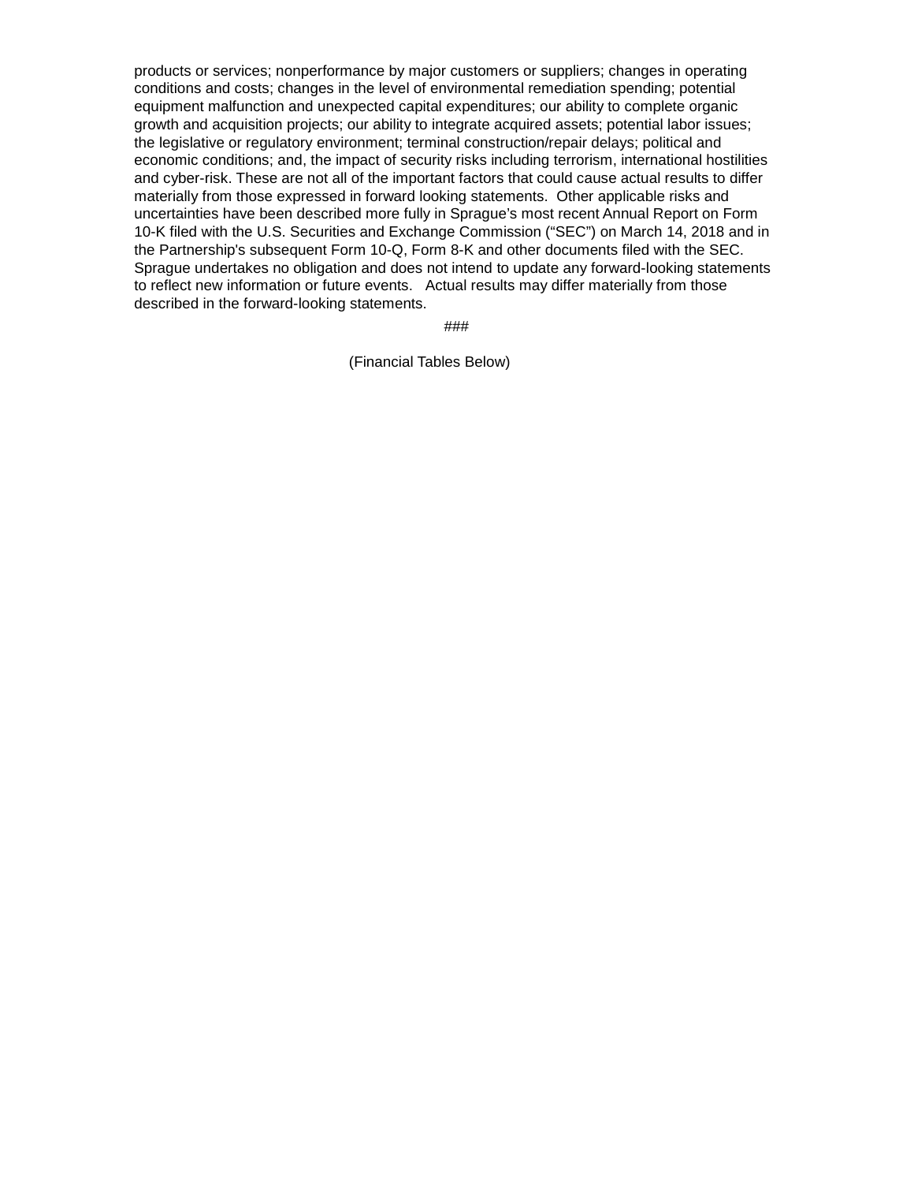products or services; nonperformance by major customers or suppliers; changes in operating conditions and costs; changes in the level of environmental remediation spending; potential equipment malfunction and unexpected capital expenditures; our ability to complete organic growth and acquisition projects; our ability to integrate acquired assets; potential labor issues; the legislative or regulatory environment; terminal construction/repair delays; political and economic conditions; and, the impact of security risks including terrorism, international hostilities and cyber-risk. These are not all of the important factors that could cause actual results to differ materially from those expressed in forward looking statements. Other applicable risks and uncertainties have been described more fully in Sprague's most recent Annual Report on Form 10-K filed with the U.S. Securities and Exchange Commission ("SEC") on March 14, 2018 and in the Partnership's subsequent Form 10-Q, Form 8-K and other documents filed with the SEC. Sprague undertakes no obligation and does not intend to update any forward-looking statements to reflect new information or future events. Actual results may differ materially from those described in the forward-looking statements.

###

(Financial Tables Below)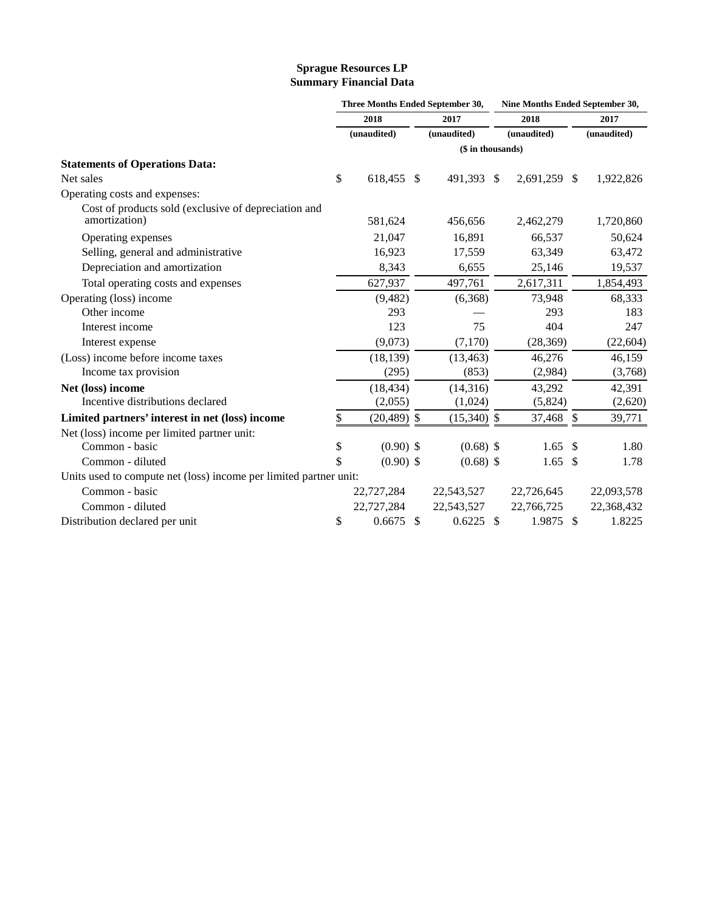**Sprague Resources LP**
**Summary Financial Data**

| | Three Months Ended September 30, | | Nine Months Ended September 30, | |
|---|---|---|---|---|
| | 2018 | 2017 | 2018 | 2017 |
| | (unaudited) | (unaudited) | (unaudited) | (unaudited) |
| | ($ in thousands) | | | |
| **Statements of Operations Data:** | | | | |
| Net sales | $ 618,455 | $ 491,393 | $ 2,691,259 | $ 1,922,826 |
| Operating costs and expenses: | | | | |
| Cost of products sold (exclusive of depreciation and amortization) | 581,624 | 456,656 | 2,462,279 | 1,720,860 |
| Operating expenses | 21,047 | 16,891 | 66,537 | 50,624 |
| Selling, general and administrative | 16,923 | 17,559 | 63,349 | 63,472 |
| Depreciation and amortization | 8,343 | 6,655 | 25,146 | 19,537 |
| Total operating costs and expenses | 627,937 | 497,761 | 2,617,311 | 1,854,493 |
| Operating (loss) income | (9,482) | (6,368) | 73,948 | 68,333 |
| Other income | 293 | — | 293 | 183 |
| Interest income | 123 | 75 | 404 | 247 |
| Interest expense | (9,073) | (7,170) | (28,369) | (22,604) |
| (Loss) income before income taxes | (18,139) | (13,463) | 46,276 | 46,159 |
| Income tax provision | (295) | (853) | (2,984) | (3,768) |
| **Net (loss) income** | (18,434) | (14,316) | 43,292 | 42,391 |
| Incentive distributions declared | (2,055) | (1,024) | (5,824) | (2,620) |
| **Limited partners' interest in net (loss) income** | $ (20,489) | $ (15,340) | $ 37,468 | $ 39,771 |
| Net (loss) income per limited partner unit: | | | | |
| Common - basic | $ (0.90) | $ (0.68) | $ 1.65 | $ 1.80 |
| Common - diluted | $ (0.90) | $ (0.68) | $ 1.65 | $ 1.78 |
| Units used to compute net (loss) income per limited partner unit: | | | | |
| Common - basic | 22,727,284 | 22,543,527 | 22,726,645 | 22,093,578 |
| Common - diluted | 22,727,284 | 22,543,527 | 22,766,725 | 22,368,432 |
| Distribution declared per unit | $ 0.6675 | $ 0.6225 | $ 1.9875 | $ 1.8225 |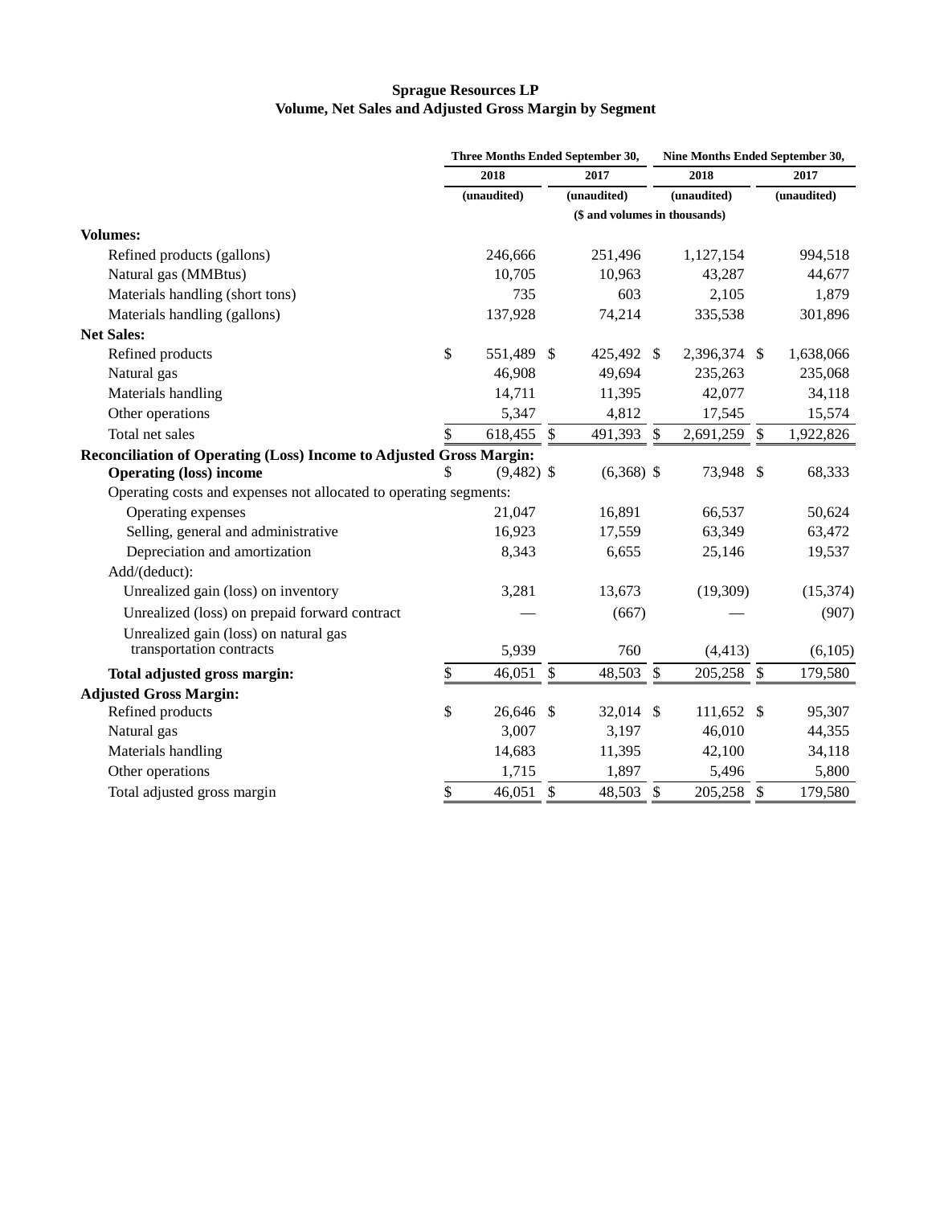**Sprague Resources LP**
**Volume, Net Sales and Adjusted Gross Margin by Segment**

| | Three Months Ended September 30, | | Nine Months Ended September 30, | |
|---|---|---|---|---|
| | 2018 | 2017 | 2018 | 2017 |
| | (unaudited) | (unaudited) | (unaudited) | (unaudited) |
| | ($ and volumes in thousands) | | | |
| **Volumes:** | | | | |
| Refined products (gallons) | 246,666 | 251,496 | 1,127,154 | 994,518 |
| Natural gas (MMBtus) | 10,705 | 10,963 | 43,287 | 44,677 |
| Materials handling (short tons) | 735 | 603 | 2,105 | 1,879 |
| Materials handling (gallons) | 137,928 | 74,214 | 335,538 | 301,896 |
| **Net Sales:** | | | | |
| Refined products | $ 551,489 | $ 425,492 | $ 2,396,374 | $ 1,638,066 |
| Natural gas | 46,908 | 49,694 | 235,263 | 235,068 |
| Materials handling | 14,711 | 11,395 | 42,077 | 34,118 |
| Other operations | 5,347 | 4,812 | 17,545 | 15,574 |
| Total net sales | $ 618,455 | $ 491,393 | $ 2,691,259 | $ 1,922,826 |
| **Reconciliation of Operating (Loss) Income to Adjusted Gross Margin:** | | | | |
| **Operating (loss) income** | $ (9,482) | $ (6,368) | $ 73,948 | $ 68,333 |
| Operating costs and expenses not allocated to operating segments: | | | | |
| Operating expenses | 21,047 | 16,891 | 66,537 | 50,624 |
| Selling, general and administrative | 16,923 | 17,559 | 63,349 | 63,472 |
| Depreciation and amortization | 8,343 | 6,655 | 25,146 | 19,537 |
| Add/(deduct): | | | | |
| Unrealized gain (loss) on inventory | 3,281 | 13,673 | (19,309) | (15,374) |
| Unrealized (loss) on prepaid forward contract | — | (667) | — | (907) |
| Unrealized gain (loss) on natural gas transportation contracts | 5,939 | 760 | (4,413) | (6,105) |
| **Total adjusted gross margin:** | $ 46,051 | $ 48,503 | $ 205,258 | $ 179,580 |
| **Adjusted Gross Margin:** | | | | |
| Refined products | $ 26,646 | $ 32,014 | $ 111,652 | $ 95,307 |
| Natural gas | 3,007 | 3,197 | 46,010 | 44,355 |
| Materials handling | 14,683 | 11,395 | 42,100 | 34,118 |
| Other operations | 1,715 | 1,897 | 5,496 | 5,800 |
| Total adjusted gross margin | $ 46,051 | $ 48,503 | $ 205,258 | $ 179,580 |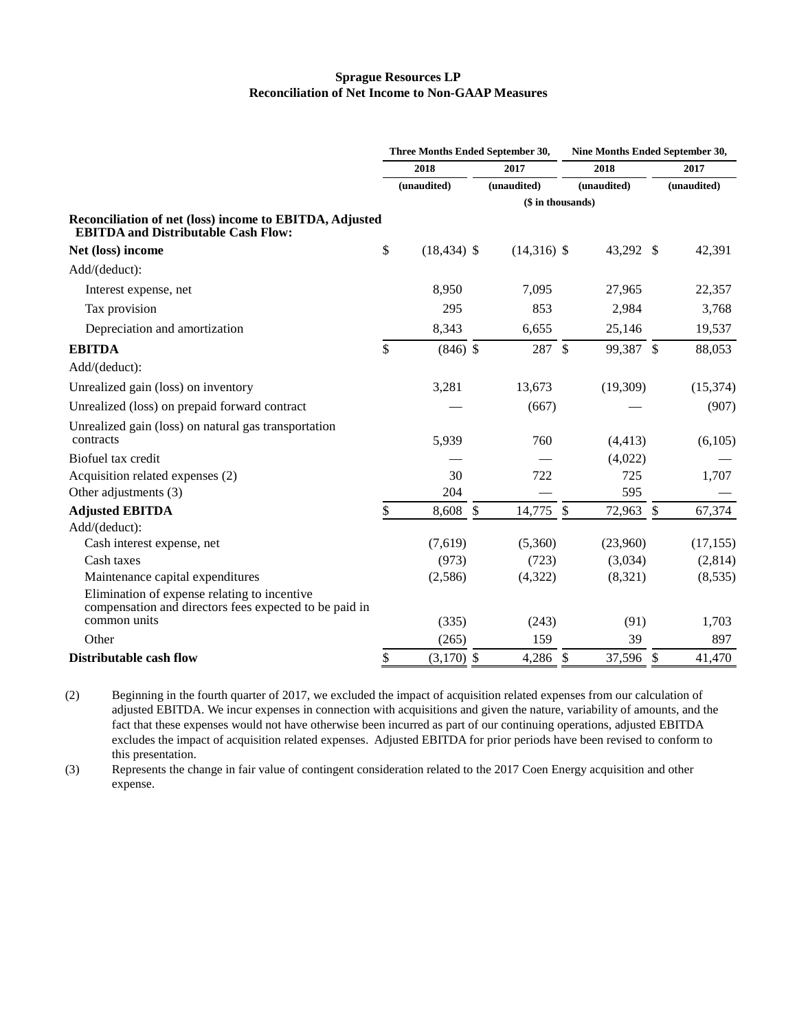# Sprague Resources LP
## Reconciliation of Net Income to Non-GAAP Measures

| | Three Months Ended September 30, | | Nine Months Ended September 30, | |
|---|---|---|---|---|
| | 2018 | 2017 | 2018 | 2017 |
| | (unaudited) | (unaudited) | (unaudited) | (unaudited) |
| | ($ in thousands) | | | |
| **Reconciliation of net (loss) income to EBITDA, Adjusted EBITDA and Distributable Cash Flow:** | | | | |
| **Net (loss) income** | $ (18,434) | $ (14,316) | $ 43,292 | $ 42,391 |
| Add/(deduct): | | | | |
| Interest expense, net | 8,950 | 7,095 | 27,965 | 22,357 |
| Tax provision | 295 | 853 | 2,984 | 3,768 |
| Depreciation and amortization | 8,343 | 6,655 | 25,146 | 19,537 |
| **EBITDA** | $ (846) | $ 287 | $ 99,387 | $ 88,053 |
| Add/(deduct): | | | | |
| Unrealized gain (loss) on inventory | 3,281 | 13,673 | (19,309) | (15,374) |
| Unrealized (loss) on prepaid forward contract | — | (667) | — | (907) |
| Unrealized gain (loss) on natural gas transportation contracts | 5,939 | 760 | (4,413) | (6,105) |
| Biofuel tax credit | — | — | (4,022) | — |
| Acquisition related expenses (2) | 30 | 722 | 725 | 1,707 |
| Other adjustments (3) | 204 | — | 595 | — |
| **Adjusted EBITDA** | $ 8,608 | $ 14,775 | $ 72,963 | $ 67,374 |
| Add/(deduct): | | | | |
| Cash interest expense, net | (7,619) | (5,360) | (23,960) | (17,155) |
| Cash taxes | (973) | (723) | (3,034) | (2,814) |
| Maintenance capital expenditures | (2,586) | (4,322) | (8,321) | (8,535) |
| Elimination of expense relating to incentive compensation and directors fees expected to be paid in common units | (335) | (243) | (91) | 1,703 |
| Other | (265) | 159 | 39 | 897 |
| **Distributable cash flow** | $ (3,170) | $ 4,286 | $ 37,596 | $ 41,470 |

(2) Beginning in the fourth quarter of 2017, we excluded the impact of acquisition related expenses from our calculation of adjusted EBITDA. We incur expenses in connection with acquisitions and given the nature, variability of amounts, and the fact that these expenses would not have otherwise been incurred as part of our continuing operations, adjusted EBITDA excludes the impact of acquisition related expenses. Adjusted EBITDA for prior periods have been revised to conform to this presentation.

(3) Represents the change in fair value of contingent consideration related to the 2017 Coen Energy acquisition and other expense.